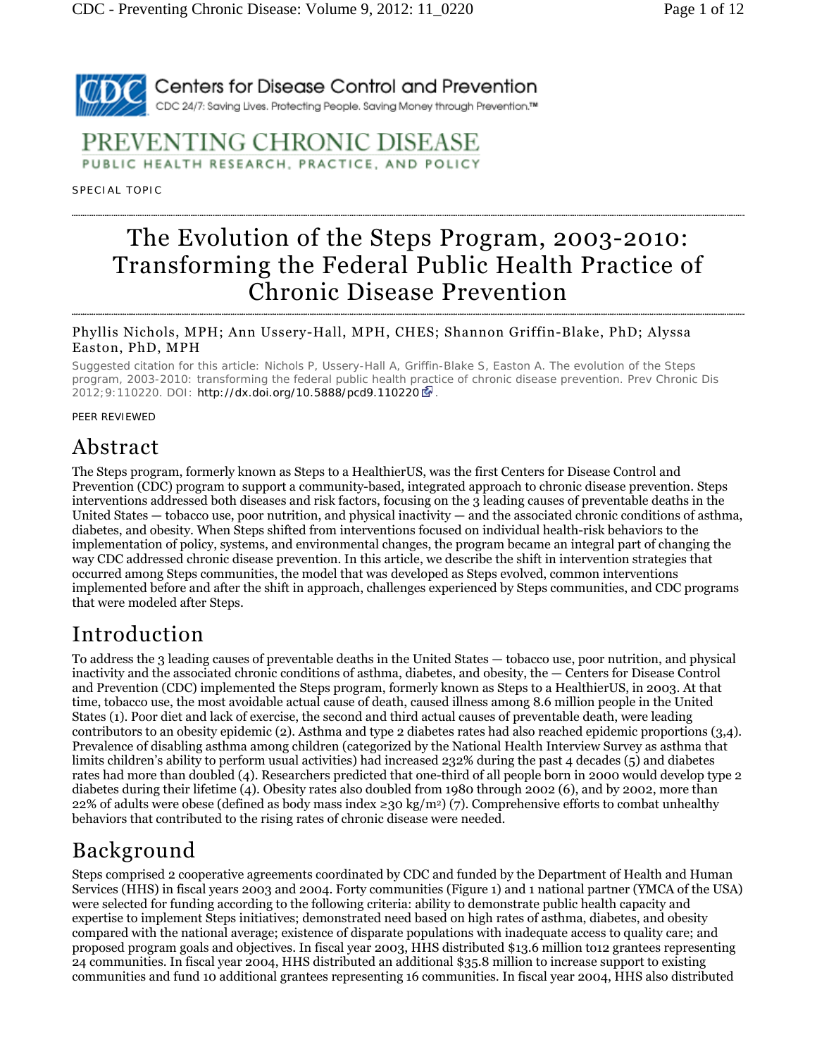SPECIAL TOPIC

# The Evolution of the Steps Program, 2003-2010: Transforming the Federal Public Health Practice of Chronic Disease Prevention

Phyllis Nichols, MPH; Ann Ussery-Hall, MPH, CHES; Shannon Griffin-Blake, PhD; Alyssa Easton, PhD, MPH

Suggested citation for this article: Nichols P, Ussery-Hall A, Griffin-Blake S, Easton A. The evolution of the Steps program, 2003-2010: transforming the federal public health practice of chronic disease prevention. Prev Chronic Dis 2012;9:110220. DOI: http://dx.doi.org/10.5888/pcd9.110220.

PEER REVIEWED

## Abstract

The Steps program, formerly known as Steps to a HealthierUS, was the first Centers for Disease Control and Prevention (CDC) program to support a community-based, integrated approach to chronic disease prevention. Steps interventions addressed both diseases and risk factors, focusing on the 3 leading causes of preventable deaths in the United States — tobacco use, poor nutrition, and physical inactivity — and the associated chronic conditions of asthma, diabetes, and obesity. When Steps shifted from interventions focused on individual health-risk behaviors to the implementation of policy, systems, and environmental changes, the program became an integral part of changing the way CDC addressed chronic disease prevention. In this article, we describe the shift in intervention strategies that occurred among Steps communities, the model that was developed as Steps evolved, common interventions implemented before and after the shift in approach, challenges experienced by Steps communities, and CDC programs that were modeled after Steps.

## Introduction

To address the 3 leading causes of preventable deaths in the United States — tobacco use, poor nutrition, and physical inactivity and the associated chronic conditions of asthma, diabetes, and obesity, the — Centers for Disease Control and Prevention (CDC) implemented the Steps program, formerly known as Steps to a HealthierUS, in 2003. At that time, tobacco use, the most avoidable actual cause of death, caused illness among 8.6 million people in the United States (1). Poor diet and lack of exercise, the second and third actual causes of preventable death, were leading contributors to an obesity epidemic (2). Asthma and type 2 diabetes rates had also reached epidemic proportions (3,4). Prevalence of disabling asthma among children (categorized by the National Health Interview Survey as asthma that limits children's ability to perform usual activities) had increased 232% during the past 4 decades (5) and diabetes rates had more than doubled (4). Researchers predicted that one-third of all people born in 2000 would develop type 2 diabetes during their lifetime (4). Obesity rates also doubled from 1980 through 2002 (6), and by 2002, more than 22% of adults were obese (defined as body mass index ≥30 kg/m$^2$) (7). Comprehensive efforts to combat unhealthy behaviors that contributed to the rising rates of chronic disease were needed.

## Background

Steps comprised 2 cooperative agreements coordinated by CDC and funded by the Department of Health and Human Services (HHS) in fiscal years 2003 and 2004. Forty communities (Figure 1) and 1 national partner (YMCA of the USA) were selected for funding according to the following criteria: ability to demonstrate public health capacity and expertise to implement Steps initiatives; demonstrated need based on high rates of asthma, diabetes, and obesity compared with the national average; existence of disparate populations with inadequate access to quality care; and proposed program goals and objectives. In fiscal year 2003, HHS distributed $13.6 million to12 grantees representing 24 communities. In fiscal year 2004, HHS distributed an additional $35.8 million to increase support to existing communities and fund 10 additional grantees representing 16 communities. In fiscal year 2004, HHS also distributed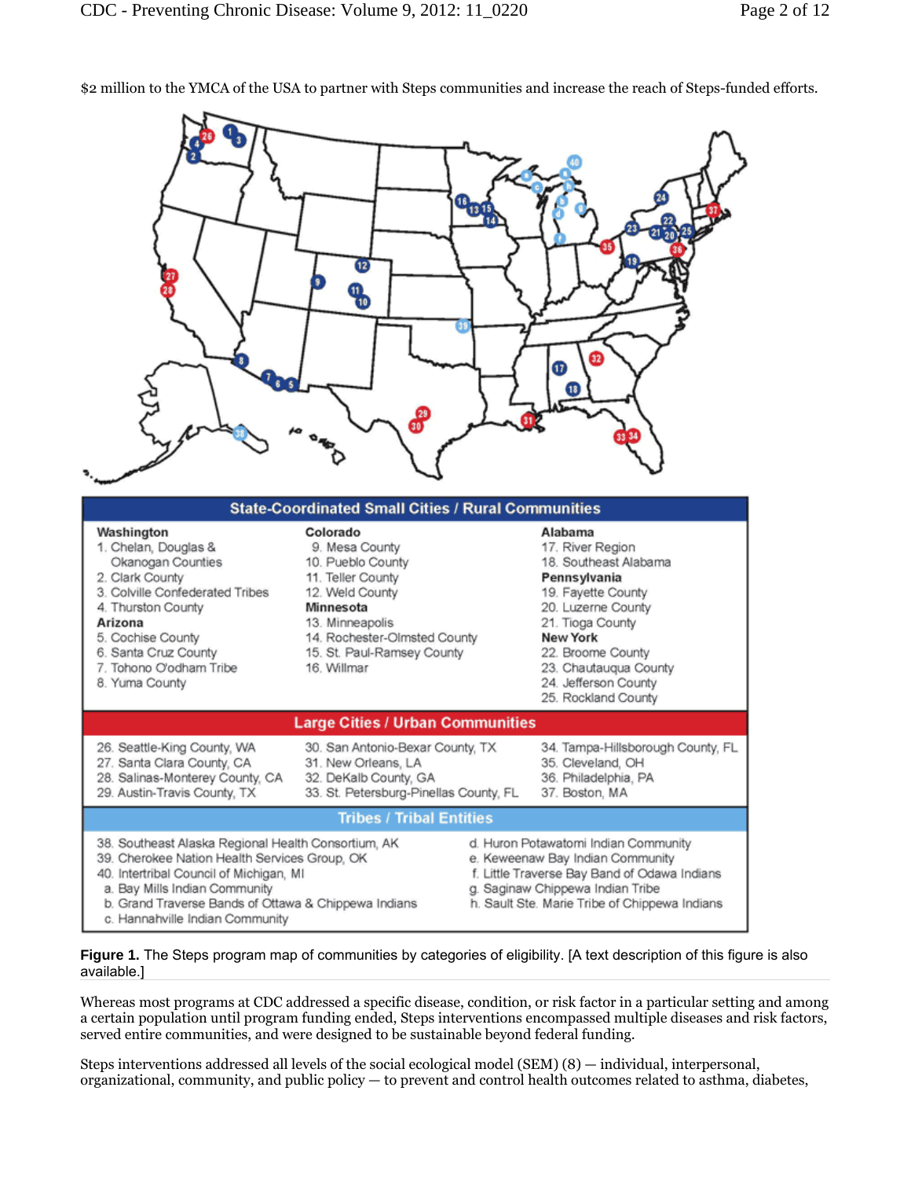$2 million to the YMCA of the USA to partner with Steps communities and increase the reach of Steps-funded efforts.

**State-Coordinated Small Cities / Rural Communities**

**Washington**
1. Chelan, Douglas & Okanogan Counties
2. Clark County
3. Colville Confederated Tribes
4. Thurston County

**Arizona**
5. Cochise County
6. Santa Cruz County
7. Tohono O'odham Tribe
8. Yuma County

**Colorado**
9. Mesa County
10. Pueblo County
11. Teller County
12. Weld County

**Minnesota**
13. Minneapolis
14. Rochester-Olmsted County
15. St. Paul-Ramsey County
16. Willmar

**Alabama**
17. River Region
18. Southeast Alabama

**Pennsylvania**
19. Fayette County
20. Luzerne County
21. Tioga County

**New York**
22. Broome County
23. Chautauqua County
24. Jefferson County
25. Rockland County

**Large Cities / Urban Communities**

26. Seattle-King County, WA
27. Santa Clara County, CA
28. Salinas-Monterey County, CA
29. Austin-Travis County, TX
30. San Antonio-Bexar County, TX
31. New Orleans, LA
32. DeKalb County, GA
33. St. Petersburg-Pinellas County, FL
34. Tampa-Hillsborough County, FL
35. Cleveland, OH
36. Philadelphia, PA
37. Boston, MA

**Tribes / Tribal Entities**

38. Southeast Alaska Regional Health Consortium, AK
39. Cherokee Nation Health Services Group, OK
40. Intertribal Council of Michigan, MI
    - a. Bay Mills Indian Community
    - b. Grand Traverse Bands of Ottawa & Chippewa Indians
    - c. Hannahville Indian Community
    - d. Huron Potawatomi Indian Community
    - e. Keweenaw Bay Indian Community
    - f. Little Traverse Bay Band of Odawa Indians
    - g. Saginaw Chippewa Indian Tribe
    - h. Sault Ste. Marie Tribe of Chippewa Indians

**Figure 1.** The Steps program map of communities by categories of eligibility. [A text description of this figure is also available.]

Whereas most programs at CDC addressed a specific disease, condition, or risk factor in a particular setting and among a certain population until program funding ended, Steps interventions encompassed multiple diseases and risk factors, served entire communities, and were designed to be sustainable beyond federal funding.

Steps interventions addressed all levels of the social ecological model (SEM) (8) — individual, interpersonal, organizational, community, and public policy — to prevent and control health outcomes related to asthma, diabetes,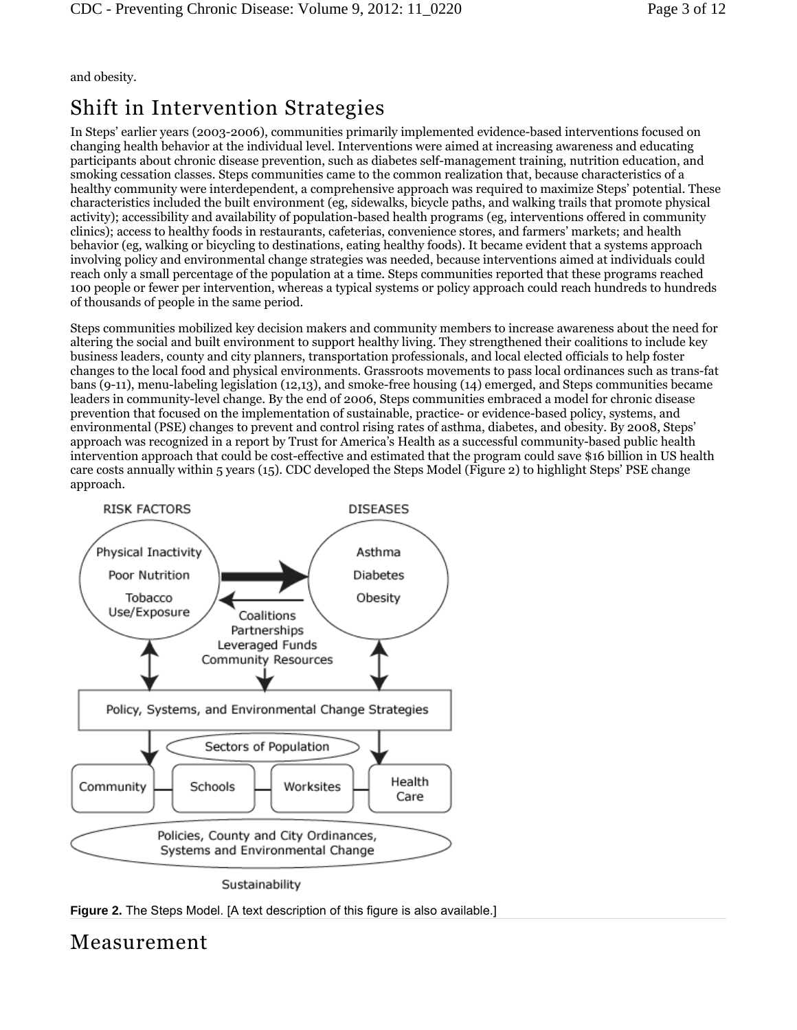and obesity.

## Shift in Intervention Strategies

In Steps' earlier years (2003-2006), communities primarily implemented evidence-based interventions focused on changing health behavior at the individual level. Interventions were aimed at increasing awareness and educating participants about chronic disease prevention, such as diabetes self-management training, nutrition education, and smoking cessation classes. Steps communities came to the common realization that, because characteristics of a healthy community were interdependent, a comprehensive approach was required to maximize Steps' potential. These characteristics included the built environment (eg, sidewalks, bicycle paths, and walking trails that promote physical activity); accessibility and availability of population-based health programs (eg, interventions offered in community clinics); access to healthy foods in restaurants, cafeterias, convenience stores, and farmers' markets; and health behavior (eg, walking or bicycling to destinations, eating healthy foods). It became evident that a systems approach involving policy and environmental change strategies was needed, because interventions aimed at individuals could reach only a small percentage of the population at a time. Steps communities reported that these programs reached 100 people or fewer per intervention, whereas a typical systems or policy approach could reach hundreds to hundreds of thousands of people in the same period.

Steps communities mobilized key decision makers and community members to increase awareness about the need for altering the social and built environment to support healthy living. They strengthened their coalitions to include key business leaders, county and city planners, transportation professionals, and local elected officials to help foster changes to the local food and physical environments. Grassroots movements to pass local ordinances such as trans-fat bans (9-11), menu-labeling legislation (12,13), and smoke-free housing (14) emerged, and Steps communities became leaders in community-level change. By the end of 2006, Steps communities embraced a model for chronic disease prevention that focused on the implementation of sustainable, practice- or evidence-based policy, systems, and environmental (PSE) changes to prevent and control rising rates of asthma, diabetes, and obesity. By 2008, Steps' approach was recognized in a report by Trust for America's Health as a successful community-based public health intervention approach that could be cost-effective and estimated that the program could save $16 billion in US health care costs annually within 5 years (15). CDC developed the Steps Model (Figure 2) to highlight Steps' PSE change approach.

RISK FACTORS: Physical Inactivity, Poor Nutrition, Tobacco Use/Exposure

DISEASES: Asthma, Diabetes, Obesity

Coalitions, Partnerships, Leveraged Funds, Community Resources

Policy, Systems, and Environmental Change Strategies

Sectors of Population: Community — Schools — Worksites — Health Care

Policies, County and City Ordinances, Systems and Environmental Change

Sustainability

**Figure 2.** The Steps Model. [A text description of this figure is also available.]

## Measurement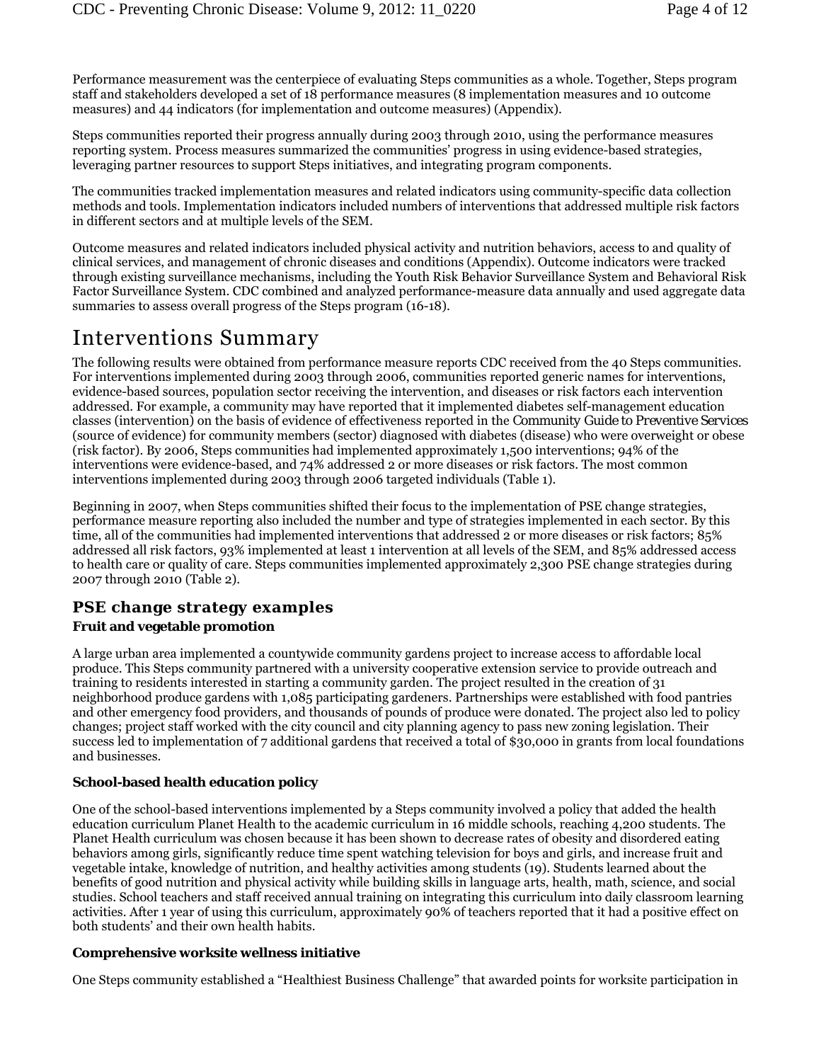Performance measurement was the centerpiece of evaluating Steps communities as a whole. Together, Steps program staff and stakeholders developed a set of 18 performance measures (8 implementation measures and 10 outcome measures) and 44 indicators (for implementation and outcome measures) (Appendix).

Steps communities reported their progress annually during 2003 through 2010, using the performance measures reporting system. Process measures summarized the communities' progress in using evidence-based strategies, leveraging partner resources to support Steps initiatives, and integrating program components.

The communities tracked implementation measures and related indicators using community-specific data collection methods and tools. Implementation indicators included numbers of interventions that addressed multiple risk factors in different sectors and at multiple levels of the SEM.

Outcome measures and related indicators included physical activity and nutrition behaviors, access to and quality of clinical services, and management of chronic diseases and conditions (Appendix). Outcome indicators were tracked through existing surveillance mechanisms, including the Youth Risk Behavior Surveillance System and Behavioral Risk Factor Surveillance System. CDC combined and analyzed performance-measure data annually and used aggregate data summaries to assess overall progress of the Steps program (16-18).

# Interventions Summary

The following results were obtained from performance measure reports CDC received from the 40 Steps communities. For interventions implemented during 2003 through 2006, communities reported generic names for interventions, evidence-based sources, population sector receiving the intervention, and diseases or risk factors each intervention addressed. For example, a community may have reported that it implemented diabetes self-management education classes (intervention) on the basis of evidence of effectiveness reported in the *Community Guide to Preventive Services* (source of evidence) for community members (sector) diagnosed with diabetes (disease) who were overweight or obese (risk factor). By 2006, Steps communities had implemented approximately 1,500 interventions; 94% of the interventions were evidence-based, and 74% addressed 2 or more diseases or risk factors. The most common interventions implemented during 2003 through 2006 targeted individuals (Table 1).

Beginning in 2007, when Steps communities shifted their focus to the implementation of PSE change strategies, performance measure reporting also included the number and type of strategies implemented in each sector. By this time, all of the communities had implemented interventions that addressed 2 or more diseases or risk factors; 85% addressed all risk factors, 93% implemented at least 1 intervention at all levels of the SEM, and 85% addressed access to health care or quality of care. Steps communities implemented approximately 2,300 PSE change strategies during 2007 through 2010 (Table 2).

## PSE change strategy examples

### Fruit and vegetable promotion

A large urban area implemented a countywide community gardens project to increase access to affordable local produce. This Steps community partnered with a university cooperative extension service to provide outreach and training to residents interested in starting a community garden. The project resulted in the creation of 31 neighborhood produce gardens with 1,085 participating gardeners. Partnerships were established with food pantries and other emergency food providers, and thousands of pounds of produce were donated. The project also led to policy changes; project staff worked with the city council and city planning agency to pass new zoning legislation. Their success led to implementation of 7 additional gardens that received a total of $30,000 in grants from local foundations and businesses.

### School-based health education policy

One of the school-based interventions implemented by a Steps community involved a policy that added the health education curriculum Planet Health to the academic curriculum in 16 middle schools, reaching 4,200 students. The Planet Health curriculum was chosen because it has been shown to decrease rates of obesity and disordered eating behaviors among girls, significantly reduce time spent watching television for boys and girls, and increase fruit and vegetable intake, knowledge of nutrition, and healthy activities among students (19). Students learned about the benefits of good nutrition and physical activity while building skills in language arts, health, math, science, and social studies. School teachers and staff received annual training on integrating this curriculum into daily classroom learning activities. After 1 year of using this curriculum, approximately 90% of teachers reported that it had a positive effect on both students' and their own health habits.

### Comprehensive worksite wellness initiative

One Steps community established a "Healthiest Business Challenge" that awarded points for worksite participation in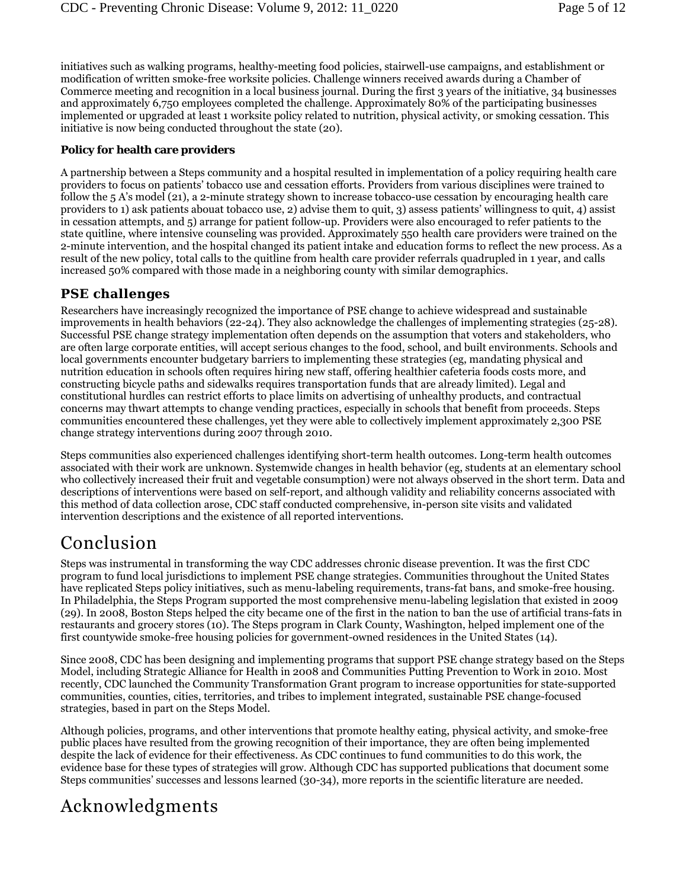initiatives such as walking programs, healthy-meeting food policies, stairwell-use campaigns, and establishment or modification of written smoke-free worksite policies. Challenge winners received awards during a Chamber of Commerce meeting and recognition in a local business journal. During the first 3 years of the initiative, 34 businesses and approximately 6,750 employees completed the challenge. Approximately 80% of the participating businesses implemented or upgraded at least 1 worksite policy related to nutrition, physical activity, or smoking cessation. This initiative is now being conducted throughout the state (20).

**Policy for health care providers**

A partnership between a Steps community and a hospital resulted in implementation of a policy requiring health care providers to focus on patients' tobacco use and cessation efforts. Providers from various disciplines were trained to follow the 5 A's model (21), a 2-minute strategy shown to increase tobacco-use cessation by encouraging health care providers to 1) ask patients abouat tobacco use, 2) advise them to quit, 3) assess patients' willingness to quit, 4) assist in cessation attempts, and 5) arrange for patient follow-up. Providers were also encouraged to refer patients to the state quitline, where intensive counseling was provided. Approximately 550 health care providers were trained on the 2-minute intervention, and the hospital changed its patient intake and education forms to reflect the new process. As a result of the new policy, total calls to the quitline from health care provider referrals quadrupled in 1 year, and calls increased 50% compared with those made in a neighboring county with similar demographics.

### PSE challenges

Researchers have increasingly recognized the importance of PSE change to achieve widespread and sustainable improvements in health behaviors (22-24). They also acknowledge the challenges of implementing strategies (25-28). Successful PSE change strategy implementation often depends on the assumption that voters and stakeholders, who are often large corporate entities, will accept serious changes to the food, school, and built environments. Schools and local governments encounter budgetary barriers to implementing these strategies (eg, mandating physical and nutrition education in schools often requires hiring new staff, offering healthier cafeteria foods costs more, and constructing bicycle paths and sidewalks requires transportation funds that are already limited). Legal and constitutional hurdles can restrict efforts to place limits on advertising of unhealthy products, and contractual concerns may thwart attempts to change vending practices, especially in schools that benefit from proceeds. Steps communities encountered these challenges, yet they were able to collectively implement approximately 2,300 PSE change strategy interventions during 2007 through 2010.

Steps communities also experienced challenges identifying short-term health outcomes. Long-term health outcomes associated with their work are unknown. Systemwide changes in health behavior (eg, students at an elementary school who collectively increased their fruit and vegetable consumption) were not always observed in the short term. Data and descriptions of interventions were based on self-report, and although validity and reliability concerns associated with this method of data collection arose, CDC staff conducted comprehensive, in-person site visits and validated intervention descriptions and the existence of all reported interventions.

## Conclusion

Steps was instrumental in transforming the way CDC addresses chronic disease prevention. It was the first CDC program to fund local jurisdictions to implement PSE change strategies. Communities throughout the United States have replicated Steps policy initiatives, such as menu-labeling requirements, trans-fat bans, and smoke-free housing. In Philadelphia, the Steps Program supported the most comprehensive menu-labeling legislation that existed in 2009 (29). In 2008, Boston Steps helped the city became one of the first in the nation to ban the use of artificial trans-fats in restaurants and grocery stores (10). The Steps program in Clark County, Washington, helped implement one of the first countywide smoke-free housing policies for government-owned residences in the United States (14).

Since 2008, CDC has been designing and implementing programs that support PSE change strategy based on the Steps Model, including Strategic Alliance for Health in 2008 and Communities Putting Prevention to Work in 2010. Most recently, CDC launched the Community Transformation Grant program to increase opportunities for state-supported communities, counties, cities, territories, and tribes to implement integrated, sustainable PSE change-focused strategies, based in part on the Steps Model.

Although policies, programs, and other interventions that promote healthy eating, physical activity, and smoke-free public places have resulted from the growing recognition of their importance, they are often being implemented despite the lack of evidence for their effectiveness. As CDC continues to fund communities to do this work, the evidence base for these types of strategies will grow. Although CDC has supported publications that document some Steps communities' successes and lessons learned (30-34), more reports in the scientific literature are needed.

## Acknowledgments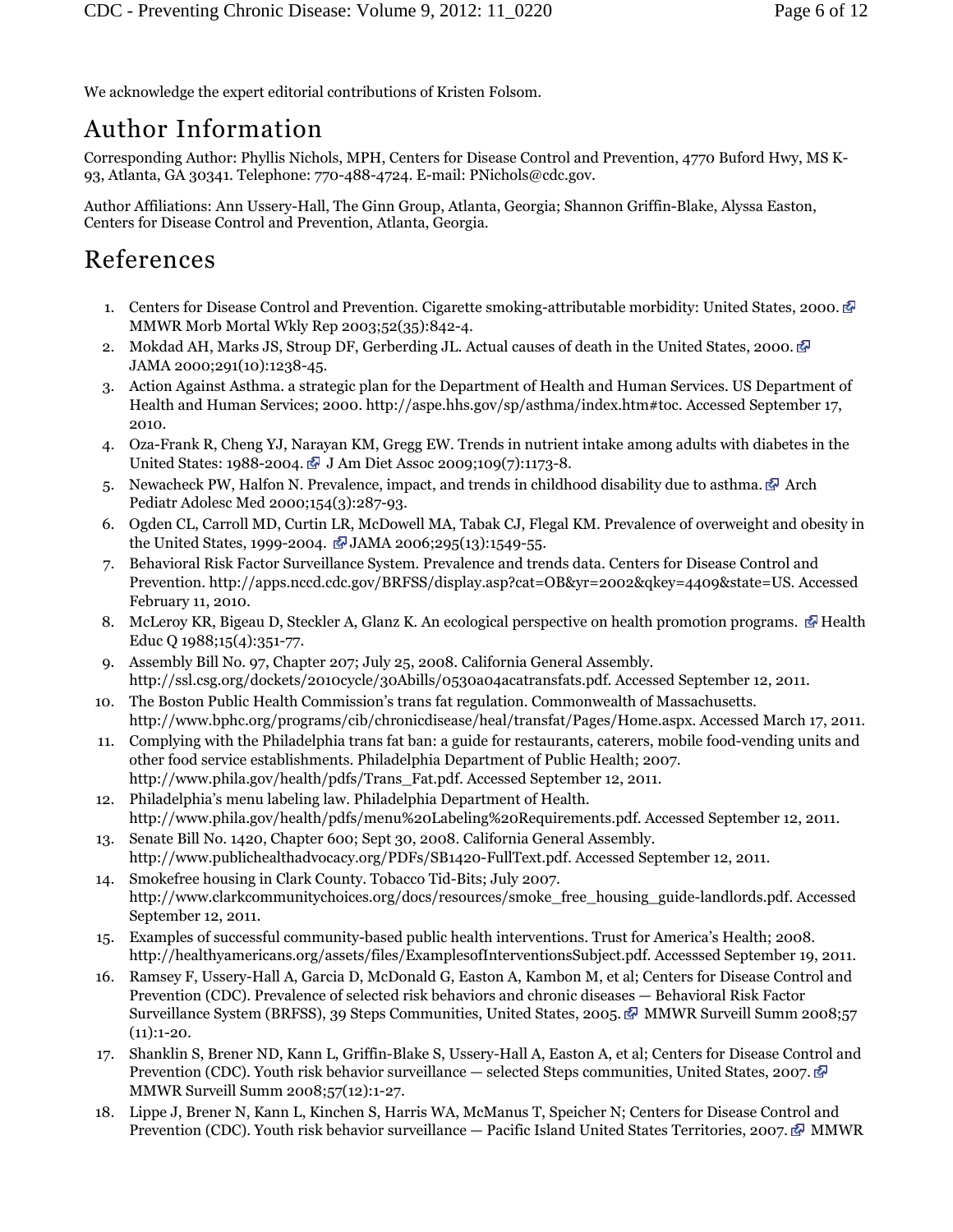We acknowledge the expert editorial contributions of Kristen Folsom.

## Author Information

Corresponding Author: Phyllis Nichols, MPH, Centers for Disease Control and Prevention, 4770 Buford Hwy, MS K-93, Atlanta, GA 30341. Telephone: 770-488-4724. E-mail: PNichols@cdc.gov.

Author Affiliations: Ann Ussery-Hall, The Ginn Group, Atlanta, Georgia; Shannon Griffin-Blake, Alyssa Easton, Centers for Disease Control and Prevention, Atlanta, Georgia.

## References

1. Centers for Disease Control and Prevention. Cigarette smoking-attributable morbidity: United States, 2000. MMWR Morb Mortal Wkly Rep 2003;52(35):842-4.
2. Mokdad AH, Marks JS, Stroup DF, Gerberding JL. Actual causes of death in the United States, 2000. JAMA 2000;291(10):1238-45.
3. Action Against Asthma. a strategic plan for the Department of Health and Human Services. US Department of Health and Human Services; 2000. http://aspe.hhs.gov/sp/asthma/index.htm#toc. Accessed September 17, 2010.
4. Oza-Frank R, Cheng YJ, Narayan KM, Gregg EW. Trends in nutrient intake among adults with diabetes in the United States: 1988-2004. J Am Diet Assoc 2009;109(7):1173-8.
5. Newacheck PW, Halfon N. Prevalence, impact, and trends in childhood disability due to asthma. Arch Pediatr Adolesc Med 2000;154(3):287-93.
6. Ogden CL, Carroll MD, Curtin LR, McDowell MA, Tabak CJ, Flegal KM. Prevalence of overweight and obesity in the United States, 1999-2004. JAMA 2006;295(13):1549-55.
7. Behavioral Risk Factor Surveillance System. Prevalence and trends data. Centers for Disease Control and Prevention. http://apps.nccd.cdc.gov/BRFSS/display.asp?cat=OB&yr=2002&qkey=4409&state=US. Accessed February 11, 2010.
8. McLeroy KR, Bigeau D, Steckler A, Glanz K. An ecological perspective on health promotion programs. Health Educ Q 1988;15(4):351-77.
9. Assembly Bill No. 97, Chapter 207; July 25, 2008. California General Assembly. http://ssl.csg.org/dockets/2010cycle/30Abills/0530a04acatransfats.pdf. Accessed September 12, 2011.
10. The Boston Public Health Commission's trans fat regulation. Commonwealth of Massachusetts. http://www.bphc.org/programs/cib/chronicdisease/heal/transfat/Pages/Home.aspx. Accessed March 17, 2011.
11. Complying with the Philadelphia trans fat ban: a guide for restaurants, caterers, mobile food-vending units and other food service establishments. Philadelphia Department of Public Health; 2007. http://www.phila.gov/health/pdfs/Trans_Fat.pdf. Accessed September 12, 2011.
12. Philadelphia's menu labeling law. Philadelphia Department of Health. http://www.phila.gov/health/pdfs/menu%20Labeling%20Requirements.pdf. Accessed September 12, 2011.
13. Senate Bill No. 1420, Chapter 600; Sept 30, 2008. California General Assembly. http://www.publichealthadvocacy.org/PDFs/SB1420-FullText.pdf. Accessed September 12, 2011.
14. Smokefree housing in Clark County. Tobacco Tid-Bits; July 2007. http://www.clarkcommunitychoices.org/docs/resources/smoke_free_housing_guide-landlords.pdf. Accessed September 12, 2011.
15. Examples of successful community-based public health interventions. Trust for America's Health; 2008. http://healthyamericans.org/assets/files/ExamplesofInterventionsSubject.pdf. Accesssed September 19, 2011.
16. Ramsey F, Ussery-Hall A, Garcia D, McDonald G, Easton A, Kambon M, et al; Centers for Disease Control and Prevention (CDC). Prevalence of selected risk behaviors and chronic diseases — Behavioral Risk Factor Surveillance System (BRFSS), 39 Steps Communities, United States, 2005. MMWR Surveill Summ 2008;57(11):1-20.
17. Shanklin S, Brener ND, Kann L, Griffin-Blake S, Ussery-Hall A, Easton A, et al; Centers for Disease Control and Prevention (CDC). Youth risk behavior surveillance — selected Steps communities, United States, 2007. MMWR Surveill Summ 2008;57(12):1-27.
18. Lippe J, Brener N, Kann L, Kinchen S, Harris WA, McManus T, Speicher N; Centers for Disease Control and Prevention (CDC). Youth risk behavior surveillance — Pacific Island United States Territories, 2007. MMWR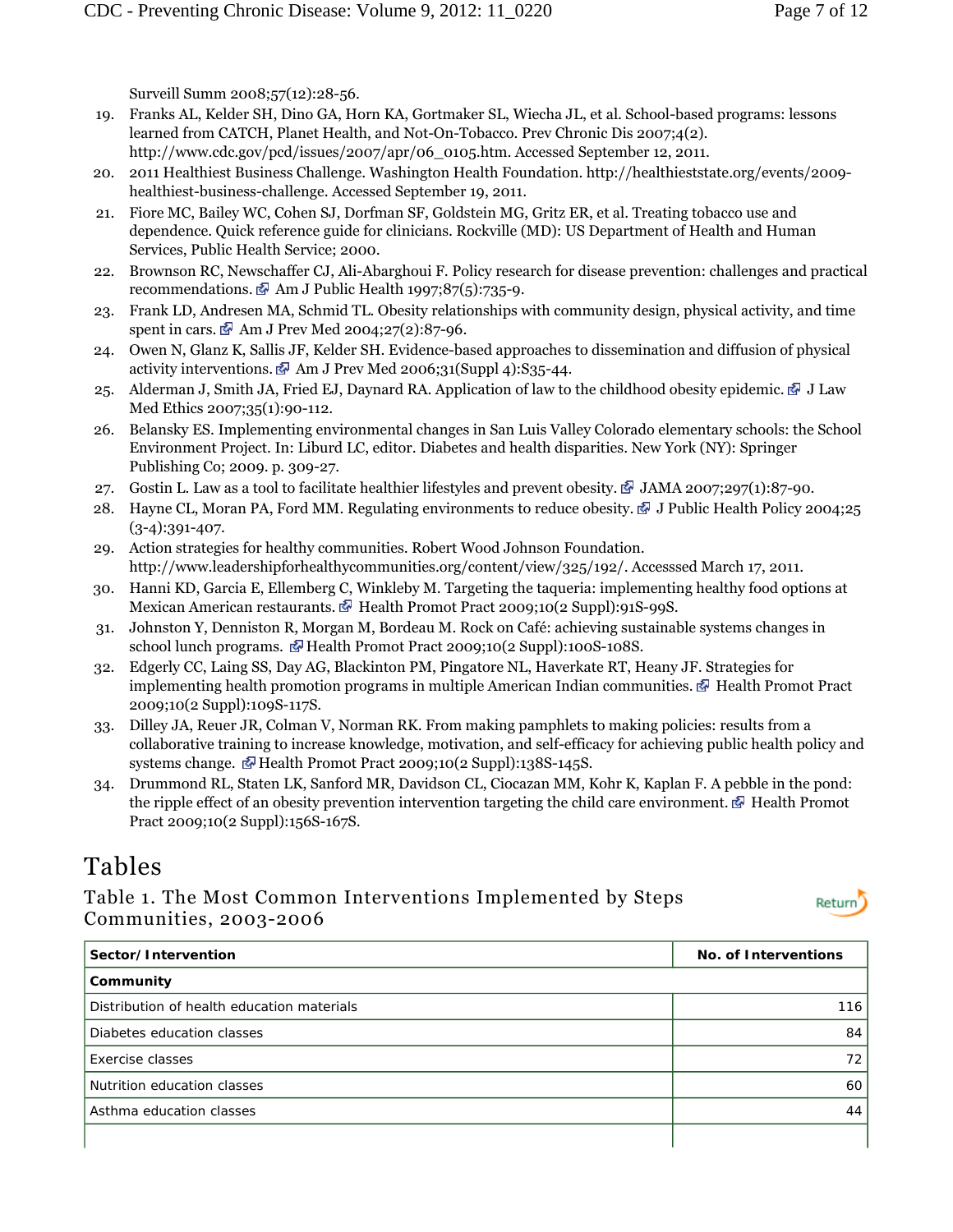Surveill Summ 2008;57(12):28-56.

19. Franks AL, Kelder SH, Dino GA, Horn KA, Gortmaker SL, Wiecha JL, et al. School-based programs: lessons learned from CATCH, Planet Health, and Not-On-Tobacco. Prev Chronic Dis 2007;4(2). http://www.cdc.gov/pcd/issues/2007/apr/06_0105.htm. Accessed September 12, 2011.
20. 2011 Healthiest Business Challenge. Washington Health Foundation. http://healthieststate.org/events/2009-healthiest-business-challenge. Accessed September 19, 2011.
21. Fiore MC, Bailey WC, Cohen SJ, Dorfman SF, Goldstein MG, Gritz ER, et al. Treating tobacco use and dependence. Quick reference guide for clinicians. Rockville (MD): US Department of Health and Human Services, Public Health Service; 2000.
22. Brownson RC, Newschaffer CJ, Ali-Abarghoui F. Policy research for disease prevention: challenges and practical recommendations. Am J Public Health 1997;87(5):735-9.
23. Frank LD, Andresen MA, Schmid TL. Obesity relationships with community design, physical activity, and time spent in cars. Am J Prev Med 2004;27(2):87-96.
24. Owen N, Glanz K, Sallis JF, Kelder SH. Evidence-based approaches to dissemination and diffusion of physical activity interventions. Am J Prev Med 2006;31(Suppl 4):S35-44.
25. Alderman J, Smith JA, Fried EJ, Daynard RA. Application of law to the childhood obesity epidemic. J Law Med Ethics 2007;35(1):90-112.
26. Belansky ES. Implementing environmental changes in San Luis Valley Colorado elementary schools: the School Environment Project. In: Liburd LC, editor. Diabetes and health disparities. New York (NY): Springer Publishing Co; 2009. p. 309-27.
27. Gostin L. Law as a tool to facilitate healthier lifestyles and prevent obesity. JAMA 2007;297(1):87-90.
28. Hayne CL, Moran PA, Ford MM. Regulating environments to reduce obesity. J Public Health Policy 2004;25 (3-4):391-407.
29. Action strategies for healthy communities. Robert Wood Johnson Foundation. http://www.leadershipforhealthycommunities.org/content/view/325/192/. Accesssed March 17, 2011.
30. Hanni KD, Garcia E, Ellemberg C, Winkleby M. Targeting the taqueria: implementing healthy food options at Mexican American restaurants. Health Promot Pract 2009;10(2 Suppl):91S-99S.
31. Johnston Y, Denniston R, Morgan M, Bordeau M. Rock on Café: achieving sustainable systems changes in school lunch programs. Health Promot Pract 2009;10(2 Suppl):100S-108S.
32. Edgerly CC, Laing SS, Day AG, Blackinton PM, Pingatore NL, Haverkate RT, Heany JF. Strategies for implementing health promotion programs in multiple American Indian communities. Health Promot Pract 2009;10(2 Suppl):109S-117S.
33. Dilley JA, Reuer JR, Colman V, Norman RK. From making pamphlets to making policies: results from a collaborative training to increase knowledge, motivation, and self-efficacy for achieving public health policy and systems change. Health Promot Pract 2009;10(2 Suppl):138S-145S.
34. Drummond RL, Staten LK, Sanford MR, Davidson CL, Ciocazan MM, Kohr K, Kaplan F. A pebble in the pond: the ripple effect of an obesity prevention intervention targeting the child care environment. Health Promot Pract 2009;10(2 Suppl):156S-167S.

# Tables

## Table 1. The Most Common Interventions Implemented by Steps Communities, 2003-2006

Return

| Sector/Intervention | No. of Interventions |
| --- | --- |
| **Community** | |
| Distribution of health education materials | 116 |
| Diabetes education classes | 84 |
| Exercise classes | 72 |
| Nutrition education classes | 60 |
| Asthma education classes | 44 |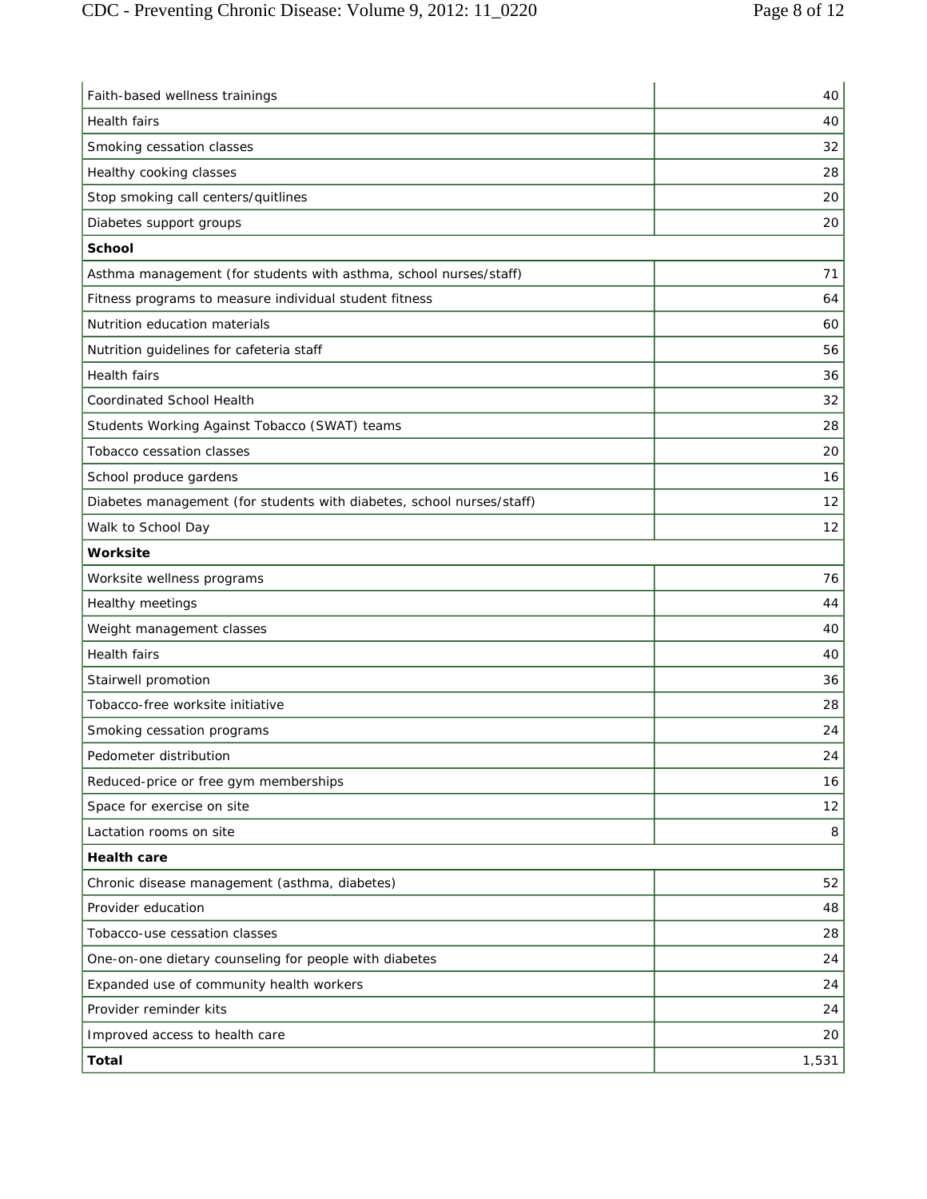| | |
|---|---|
| Faith-based wellness trainings | 40 |
| Health fairs | 40 |
| Smoking cessation classes | 32 |
| Healthy cooking classes | 28 |
| Stop smoking call centers/quitlines | 20 |
| Diabetes support groups | 20 |
| **School** | |
| Asthma management (for students with asthma, school nurses/staff) | 71 |
| Fitness programs to measure individual student fitness | 64 |
| Nutrition education materials | 60 |
| Nutrition guidelines for cafeteria staff | 56 |
| Health fairs | 36 |
| Coordinated School Health | 32 |
| Students Working Against Tobacco (SWAT) teams | 28 |
| Tobacco cessation classes | 20 |
| School produce gardens | 16 |
| Diabetes management (for students with diabetes, school nurses/staff) | 12 |
| Walk to School Day | 12 |
| **Worksite** | |
| Worksite wellness programs | 76 |
| Healthy meetings | 44 |
| Weight management classes | 40 |
| Health fairs | 40 |
| Stairwell promotion | 36 |
| Tobacco-free worksite initiative | 28 |
| Smoking cessation programs | 24 |
| Pedometer distribution | 24 |
| Reduced-price or free gym memberships | 16 |
| Space for exercise on site | 12 |
| Lactation rooms on site | 8 |
| **Health care** | |
| Chronic disease management (asthma, diabetes) | 52 |
| Provider education | 48 |
| Tobacco-use cessation classes | 28 |
| One-on-one dietary counseling for people with diabetes | 24 |
| Expanded use of community health workers | 24 |
| Provider reminder kits | 24 |
| Improved access to health care | 20 |
| **Total** | 1,531 |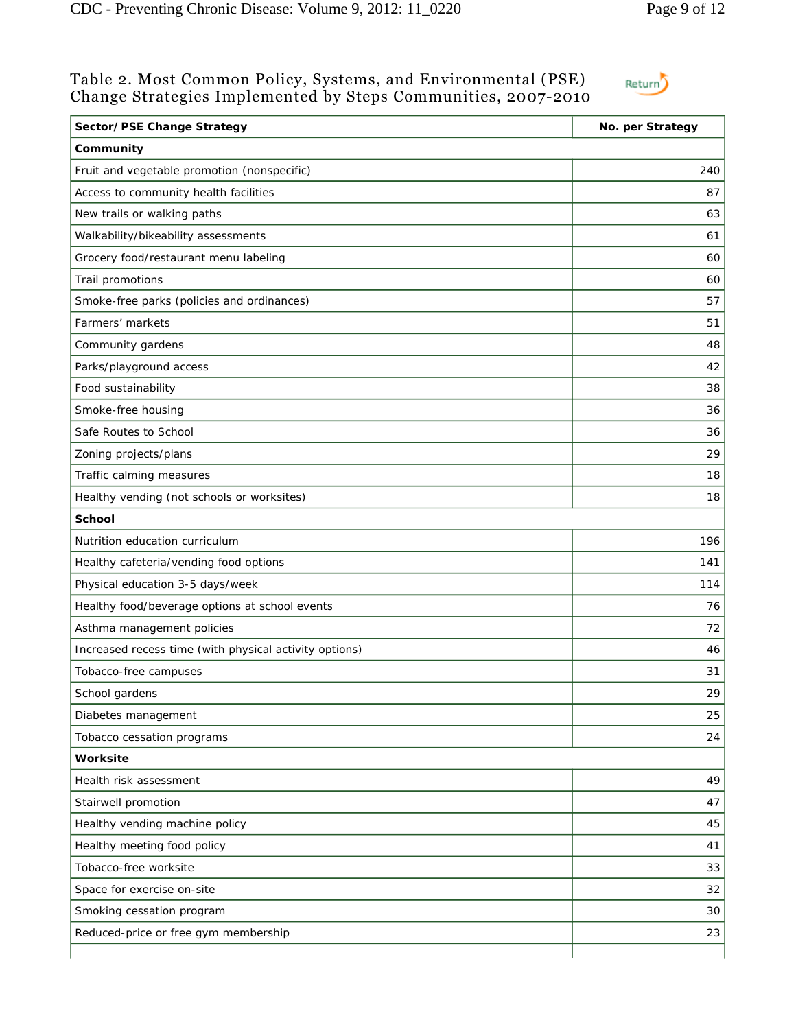### Table 2. Most Common Policy, Systems, and Environmental (PSE) Change Strategies Implemented by Steps Communities, 2007-2010

| Sector/ PSE Change Strategy | No. per Strategy |
|---|---|
| **Community** | |
| Fruit and vegetable promotion (nonspecific) | 240 |
| Access to community health facilities | 87 |
| New trails or walking paths | 63 |
| Walkability/bikeability assessments | 61 |
| Grocery food/restaurant menu labeling | 60 |
| Trail promotions | 60 |
| Smoke-free parks (policies and ordinances) | 57 |
| Farmers' markets | 51 |
| Community gardens | 48 |
| Parks/playground access | 42 |
| Food sustainability | 38 |
| Smoke-free housing | 36 |
| Safe Routes to School | 36 |
| Zoning projects/plans | 29 |
| Traffic calming measures | 18 |
| Healthy vending (not schools or worksites) | 18 |
| **School** | |
| Nutrition education curriculum | 196 |
| Healthy cafeteria/vending food options | 141 |
| Physical education 3-5 days/week | 114 |
| Healthy food/beverage options at school events | 76 |
| Asthma management policies | 72 |
| Increased recess time (with physical activity options) | 46 |
| Tobacco-free campuses | 31 |
| School gardens | 29 |
| Diabetes management | 25 |
| Tobacco cessation programs | 24 |
| **Worksite** | |
| Health risk assessment | 49 |
| Stairwell promotion | 47 |
| Healthy vending machine policy | 45 |
| Healthy meeting food policy | 41 |
| Tobacco-free worksite | 33 |
| Space for exercise on-site | 32 |
| Smoking cessation program | 30 |
| Reduced-price or free gym membership | 23 |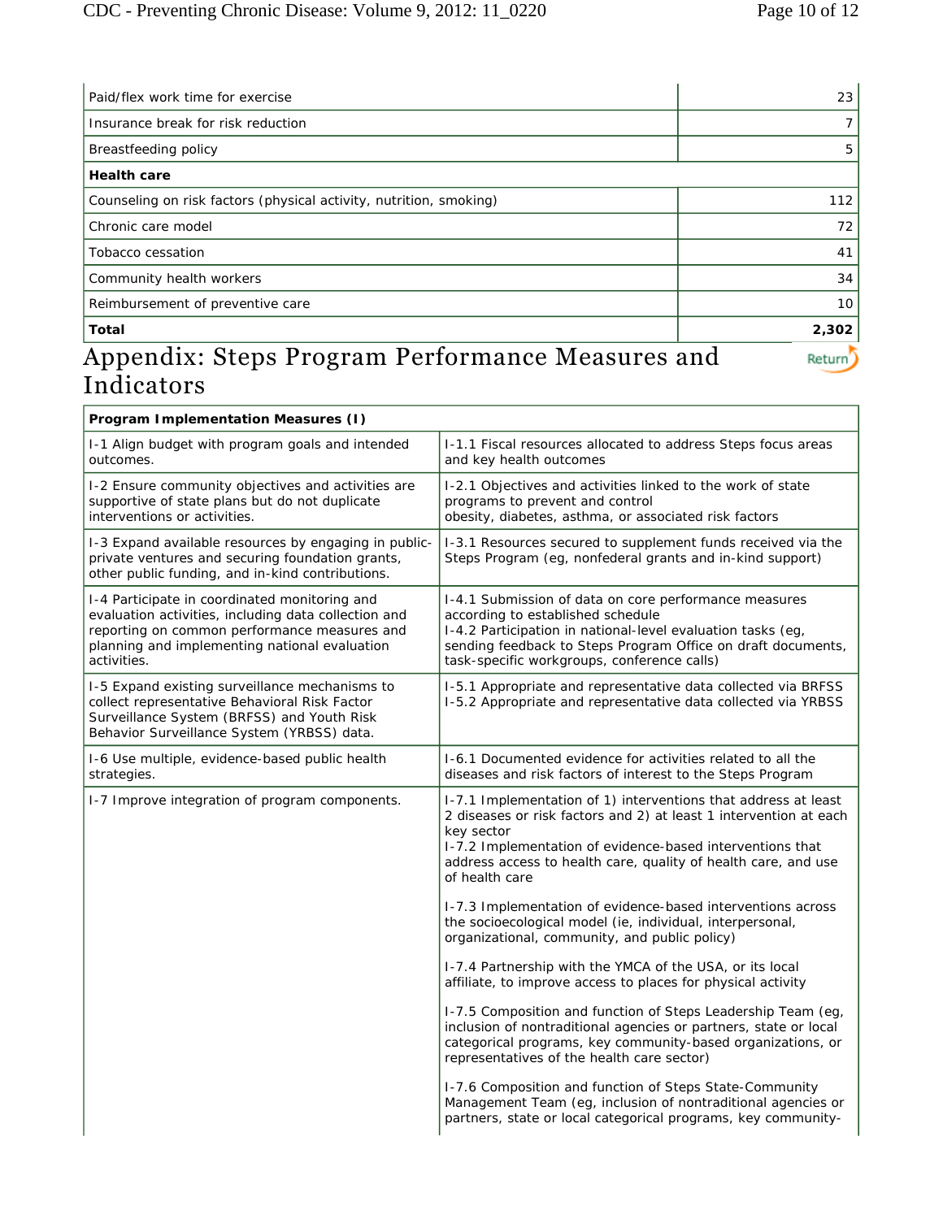| | |
|---|---|
| Paid/flex work time for exercise | 23 |
| Insurance break for risk reduction | 7 |
| Breastfeeding policy | 5 |
| **Health care** | |
| Counseling on risk factors (physical activity, nutrition, smoking) | 112 |
| Chronic care model | 72 |
| Tobacco cessation | 41 |
| Community health workers | 34 |
| Reimbursement of preventive care | 10 |
| **Total** | **2,302** |

## Appendix: Steps Program Performance Measures and Indicators

Return

| **Program Implementation Measures (I)** | |
|---|---|
| I-1 Align budget with program goals and intended outcomes. | I-1.1 Fiscal resources allocated to address Steps focus areas and key health outcomes |
| I-2 Ensure community objectives and activities are supportive of state plans but do not duplicate interventions or activities. | I-2.1 Objectives and activities linked to the work of state programs to prevent and control obesity, diabetes, asthma, or associated risk factors |
| I-3 Expand available resources by engaging in public-private ventures and securing foundation grants, other public funding, and in-kind contributions. | I-3.1 Resources secured to supplement funds received via the Steps Program (eg, nonfederal grants and in-kind support) |
| I-4 Participate in coordinated monitoring and evaluation activities, including data collection and reporting on common performance measures and planning and implementing national evaluation activities. | I-4.1 Submission of data on core performance measures according to established schedule<br>I-4.2 Participation in national-level evaluation tasks (eg, sending feedback to Steps Program Office on draft documents, task-specific workgroups, conference calls) |
| I-5 Expand existing surveillance mechanisms to collect representative Behavioral Risk Factor Surveillance System (BRFSS) and Youth Risk Behavior Surveillance System (YRBSS) data. | I-5.1 Appropriate and representative data collected via BRFSS<br>I-5.2 Appropriate and representative data collected via YRBSS |
| I-6 Use multiple, evidence-based public health strategies. | I-6.1 Documented evidence for activities related to all the diseases and risk factors of interest to the Steps Program |
| I-7 Improve integration of program components. | I-7.1 Implementation of 1) interventions that address at least 2 diseases or risk factors and 2) at least 1 intervention at each key sector<br>I-7.2 Implementation of evidence-based interventions that address access to health care, quality of health care, and use of health care<br><br>I-7.3 Implementation of evidence-based interventions across the socioecological model (ie, individual, interpersonal, organizational, community, and public policy)<br><br>I-7.4 Partnership with the YMCA of the USA, or its local affiliate, to improve access to places for physical activity<br><br>I-7.5 Composition and function of Steps Leadership Team (eg, inclusion of nontraditional agencies or partners, state or local categorical programs, key community-based organizations, or representatives of the health care sector)<br><br>I-7.6 Composition and function of Steps State-Community Management Team (eg, inclusion of nontraditional agencies or partners, state or local categorical programs, key community- |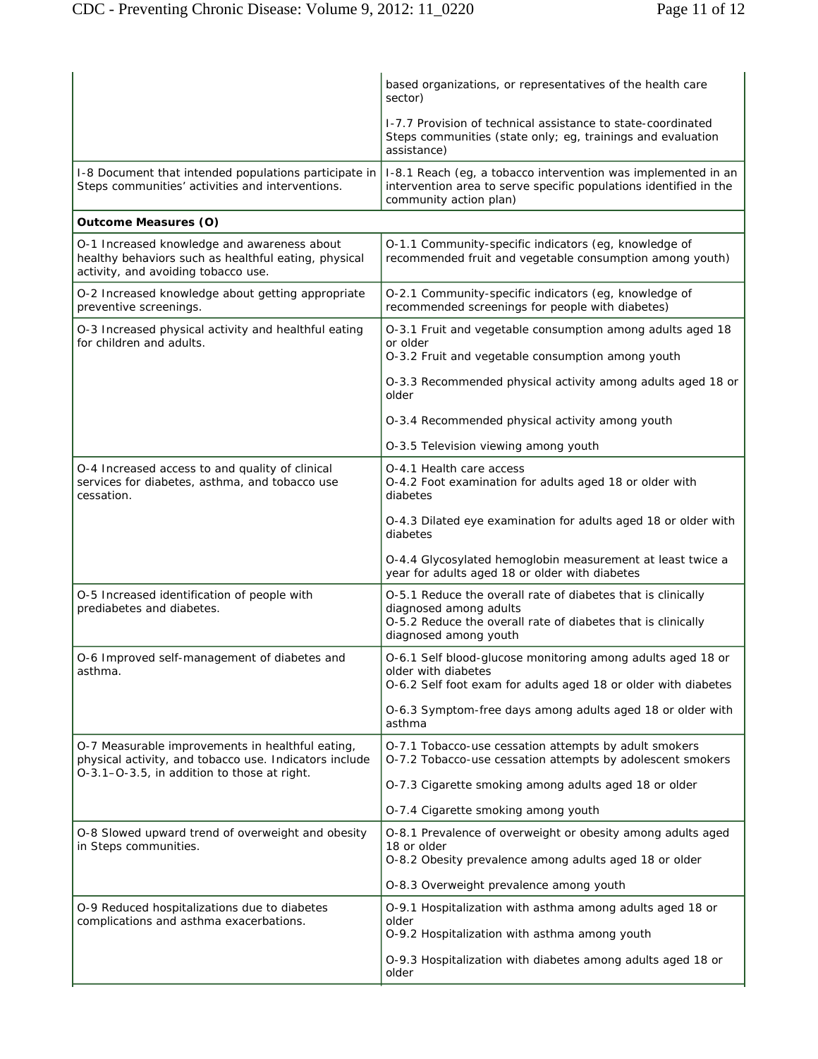| | |
|---|---|
| | based organizations, or representatives of the health care sector)<br><br>I-7.7 Provision of technical assistance to state-coordinated Steps communities (state only; eg, trainings and evaluation assistance) |
| I-8 Document that intended populations participate in Steps communities' activities and interventions. | I-8.1 Reach (eg, a tobacco intervention was implemented in an intervention area to serve specific populations identified in the community action plan) |
| **Outcome Measures (O)** | |
| O-1 Increased knowledge and awareness about healthy behaviors such as healthful eating, physical activity, and avoiding tobacco use. | O-1.1 Community-specific indicators (eg, knowledge of recommended fruit and vegetable consumption among youth) |
| O-2 Increased knowledge about getting appropriate preventive screenings. | O-2.1 Community-specific indicators (eg, knowledge of recommended screenings for people with diabetes) |
| O-3 Increased physical activity and healthful eating for children and adults. | O-3.1 Fruit and vegetable consumption among adults aged 18 or older<br>O-3.2 Fruit and vegetable consumption among youth<br><br>O-3.3 Recommended physical activity among adults aged 18 or older<br><br>O-3.4 Recommended physical activity among youth<br><br>O-3.5 Television viewing among youth |
| O-4 Increased access to and quality of clinical services for diabetes, asthma, and tobacco use cessation. | O-4.1 Health care access<br>O-4.2 Foot examination for adults aged 18 or older with diabetes<br><br>O-4.3 Dilated eye examination for adults aged 18 or older with diabetes<br><br>O-4.4 Glycosylated hemoglobin measurement at least twice a year for adults aged 18 or older with diabetes |
| O-5 Increased identification of people with prediabetes and diabetes. | O-5.1 Reduce the overall rate of diabetes that is clinically diagnosed among adults<br>O-5.2 Reduce the overall rate of diabetes that is clinically diagnosed among youth |
| O-6 Improved self-management of diabetes and asthma. | O-6.1 Self blood-glucose monitoring among adults aged 18 or older with diabetes<br>O-6.2 Self foot exam for adults aged 18 or older with diabetes<br><br>O-6.3 Symptom-free days among adults aged 18 or older with asthma |
| O-7 Measurable improvements in healthful eating, physical activity, and tobacco use. Indicators include O-3.1–O-3.5, in addition to those at right. | O-7.1 Tobacco-use cessation attempts by adult smokers<br>O-7.2 Tobacco-use cessation attempts by adolescent smokers<br><br>O-7.3 Cigarette smoking among adults aged 18 or older<br><br>O-7.4 Cigarette smoking among youth |
| O-8 Slowed upward trend of overweight and obesity in Steps communities. | O-8.1 Prevalence of overweight or obesity among adults aged 18 or older<br>O-8.2 Obesity prevalence among adults aged 18 or older<br><br>O-8.3 Overweight prevalence among youth |
| O-9 Reduced hospitalizations due to diabetes complications and asthma exacerbations. | O-9.1 Hospitalization with asthma among adults aged 18 or older<br>O-9.2 Hospitalization with asthma among youth<br><br>O-9.3 Hospitalization with diabetes among adults aged 18 or older |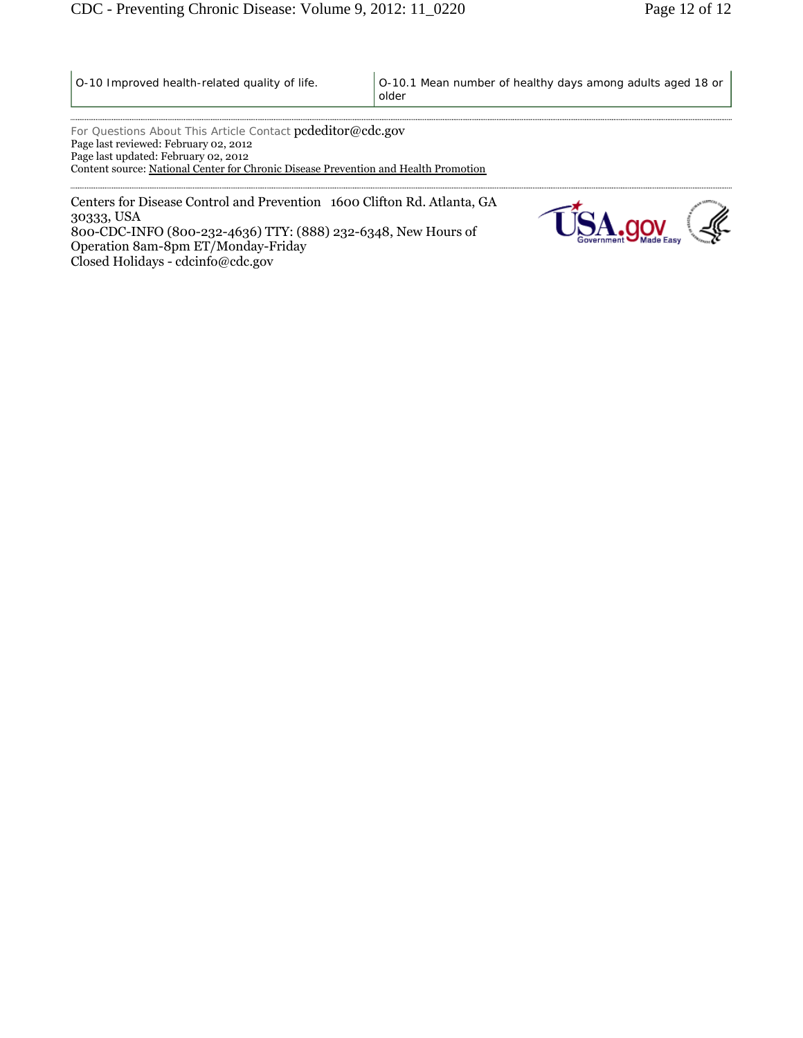| | |
|---|---|
| O-10 Improved health-related quality of life. | O-10.1 Mean number of healthy days among adults aged 18 or older |

For Questions About This Article Contact pcdeditor@cdc.gov
Page last reviewed: February 02, 2012
Page last updated: February 02, 2012
Content source: National Center for Chronic Disease Prevention and Health Promotion

Centers for Disease Control and Prevention 1600 Clifton Rd. Atlanta, GA 30333, USA
800-CDC-INFO (800-232-4636) TTY: (888) 232-6348, New Hours of Operation 8am-8pm ET/Monday-Friday
Closed Holidays - cdcinfo@cdc.gov